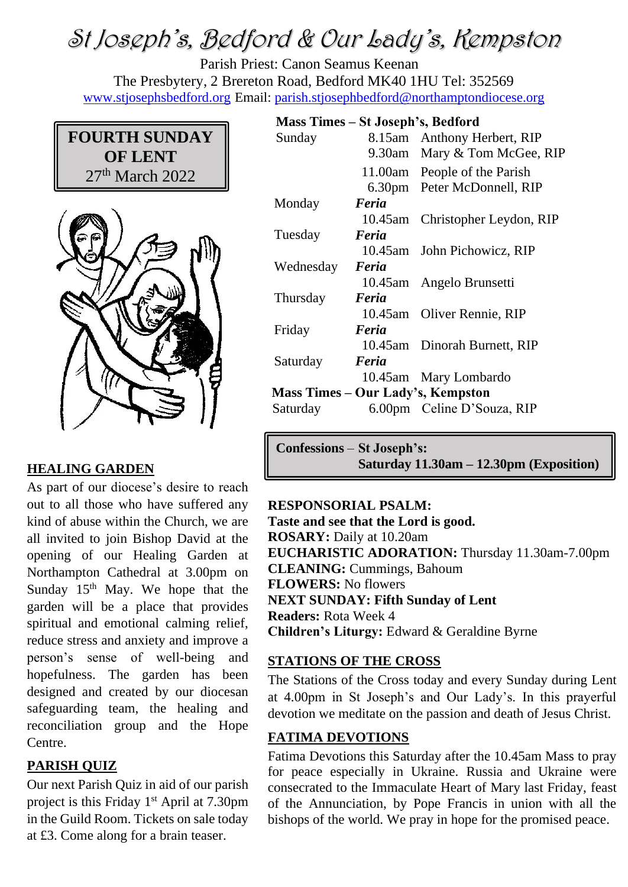# St Joseph's, Bedford & Our Lady's, Kempston

Parish Priest: Canon Seamus Keenan
The Presbytery, 2 Brereton Road, Bedford MK40 1HU Tel: 352569
www.stjosephsbedford.org Email: parish.stjosephbedford@northamptondiocese.org

**FOURTH SUNDAY OF LENT**
27th March 2022

## HEALING GARDEN

As part of our diocese's desire to reach out to all those who have suffered any kind of abuse within the Church, we are all invited to join Bishop David at the opening of our Healing Garden at Northampton Cathedral at 3.00pm on Sunday 15th May. We hope that the garden will be a place that provides spiritual and emotional calming relief, reduce stress and anxiety and improve a person's sense of well-being and hopefulness. The garden has been designed and created by our diocesan safeguarding team, the healing and reconciliation group and the Hope Centre.

## PARISH QUIZ

Our next Parish Quiz in aid of our parish project is this Friday 1st April at 7.30pm in the Guild Room. Tickets on sale today at £3. Come along for a brain teaser.

**Mass Times – St Joseph's, Bedford**

| | | |
|---|---|---|
| Sunday | 8.15am | Anthony Herbert, RIP |
| | 9.30am | Mary & Tom McGee, RIP |
| | 11.00am | People of the Parish |
| | 6.30pm | Peter McDonnell, RIP |
| Monday | ***Feria*** | |
| | 10.45am | Christopher Leydon, RIP |
| Tuesday | ***Feria*** | |
| | 10.45am | John Pichowicz, RIP |
| Wednesday | ***Feria*** | |
| | 10.45am | Angelo Brunsetti |
| Thursday | ***Feria*** | |
| | 10.45am | Oliver Rennie, RIP |
| Friday | ***Feria*** | |
| | 10.45am | Dinorah Burnett, RIP |
| Saturday | ***Feria*** | |
| | 10.45am | Mary Lombardo |

**Mass Times – Our Lady's, Kempston**

| | | |
|---|---|---|
| Saturday | 6.00pm | Celine D'Souza, RIP |

**Confessions** – **St Joseph's: Saturday 11.30am – 12.30pm (Exposition)**

**RESPONSORIAL PSALM:**
**Taste and see that the Lord is good.**
**ROSARY:** Daily at 10.20am
**EUCHARISTIC ADORATION:** Thursday 11.30am-7.00pm
**CLEANING:** Cummings, Bahoum
**FLOWERS:** No flowers
**NEXT SUNDAY: Fifth Sunday of Lent**
**Readers:** Rota Week 4
**Children's Liturgy:** Edward & Geraldine Byrne

## STATIONS OF THE CROSS

The Stations of the Cross today and every Sunday during Lent at 4.00pm in St Joseph's and Our Lady's. In this prayerful devotion we meditate on the passion and death of Jesus Christ.

## FATIMA DEVOTIONS

Fatima Devotions this Saturday after the 10.45am Mass to pray for peace especially in Ukraine. Russia and Ukraine were consecrated to the Immaculate Heart of Mary last Friday, feast of the Annunciation, by Pope Francis in union with all the bishops of the world. We pray in hope for the promised peace.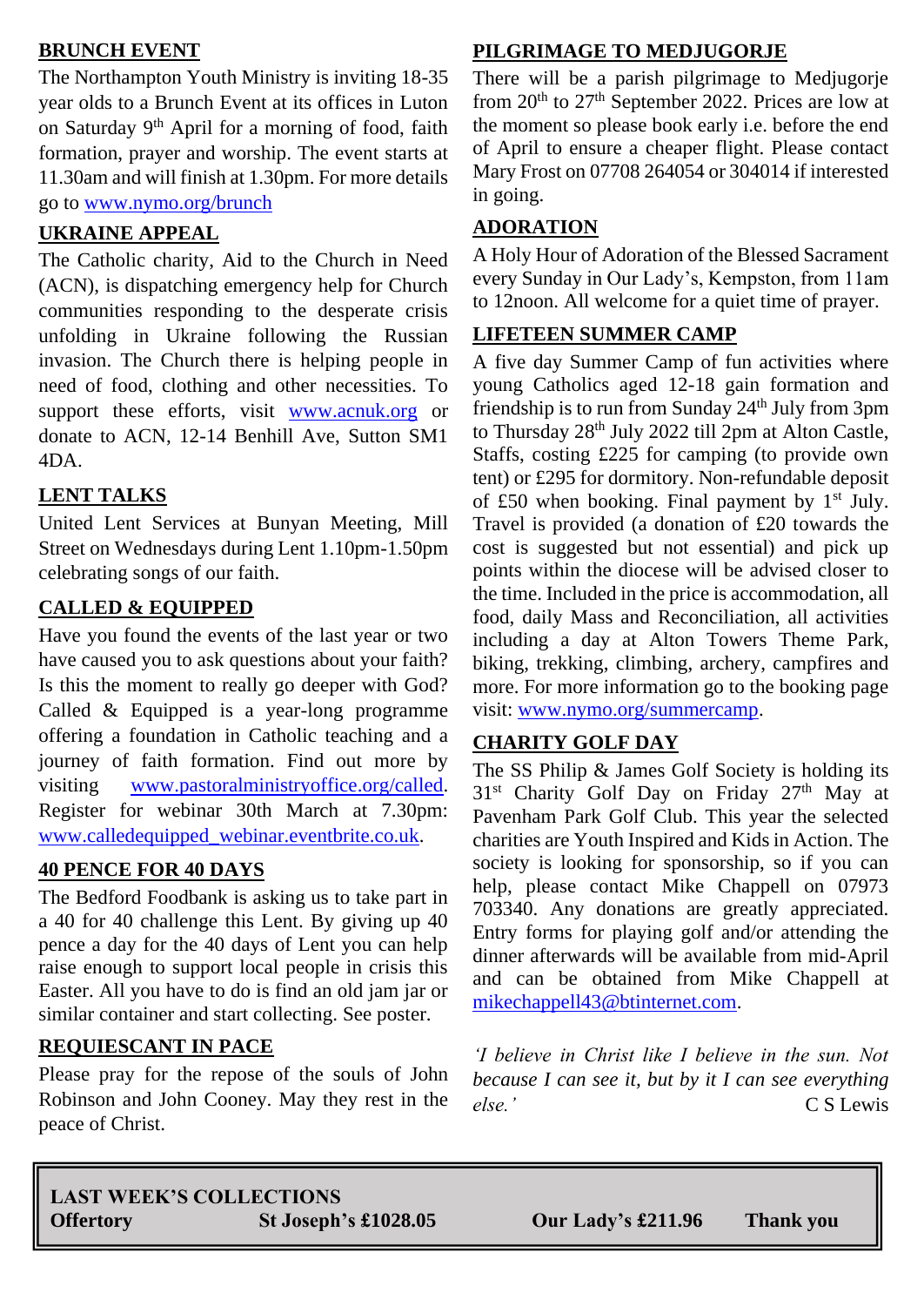## BRUNCH EVENT

The Northampton Youth Ministry is inviting 18-35 year olds to a Brunch Event at its offices in Luton on Saturday 9th April for a morning of food, faith formation, prayer and worship. The event starts at 11.30am and will finish at 1.30pm. For more details go to www.nymo.org/brunch

## UKRAINE APPEAL

The Catholic charity, Aid to the Church in Need (ACN), is dispatching emergency help for Church communities responding to the desperate crisis unfolding in Ukraine following the Russian invasion. The Church there is helping people in need of food, clothing and other necessities. To support these efforts, visit www.acnuk.org or donate to ACN, 12-14 Benhill Ave, Sutton SM1 4DA.

## LENT TALKS

United Lent Services at Bunyan Meeting, Mill Street on Wednesdays during Lent 1.10pm-1.50pm celebrating songs of our faith.

## CALLED & EQUIPPED

Have you found the events of the last year or two have caused you to ask questions about your faith? Is this the moment to really go deeper with God? Called & Equipped is a year-long programme offering a foundation in Catholic teaching and a journey of faith formation. Find out more by visiting www.pastoralministryoffice.org/called. Register for webinar 30th March at 7.30pm: www.calledequipped_webinar.eventbrite.co.uk.

## 40 PENCE FOR 40 DAYS

The Bedford Foodbank is asking us to take part in a 40 for 40 challenge this Lent. By giving up 40 pence a day for the 40 days of Lent you can help raise enough to support local people in crisis this Easter. All you have to do is find an old jam jar or similar container and start collecting. See poster.

## REQUIESCANT IN PACE

Please pray for the repose of the souls of John Robinson and John Cooney. May they rest in the peace of Christ.

## PILGRIMAGE TO MEDJUGORJE

There will be a parish pilgrimage to Medjugorje from 20th to 27th September 2022. Prices are low at the moment so please book early i.e. before the end of April to ensure a cheaper flight. Please contact Mary Frost on 07708 264054 or 304014 if interested in going.

## ADORATION

A Holy Hour of Adoration of the Blessed Sacrament every Sunday in Our Lady's, Kempston, from 11am to 12noon. All welcome for a quiet time of prayer.

## LIFETEEN SUMMER CAMP

A five day Summer Camp of fun activities where young Catholics aged 12-18 gain formation and friendship is to run from Sunday 24th July from 3pm to Thursday 28th July 2022 till 2pm at Alton Castle, Staffs, costing £225 for camping (to provide own tent) or £295 for dormitory. Non-refundable deposit of £50 when booking. Final payment by 1st July. Travel is provided (a donation of £20 towards the cost is suggested but not essential) and pick up points within the diocese will be advised closer to the time. Included in the price is accommodation, all food, daily Mass and Reconciliation, all activities including a day at Alton Towers Theme Park, biking, trekking, climbing, archery, campfires and more. For more information go to the booking page visit: www.nymo.org/summercamp.

## CHARITY GOLF DAY

The SS Philip & James Golf Society is holding its 31st Charity Golf Day on Friday 27th May at Pavenham Park Golf Club. This year the selected charities are Youth Inspired and Kids in Action. The society is looking for sponsorship, so if you can help, please contact Mike Chappell on 07973 703340. Any donations are greatly appreciated. Entry forms for playing golf and/or attending the dinner afterwards will be available from mid-April and can be obtained from Mike Chappell at mikechappell43@btinternet.com.

*'I believe in Christ like I believe in the sun. Not because I can see it, but by it I can see everything else.'* C S Lewis

**LAST WEEK'S COLLECTIONS**
**Offertory** **St Joseph's £1028.05** **Our Lady's £211.96** **Thank you**